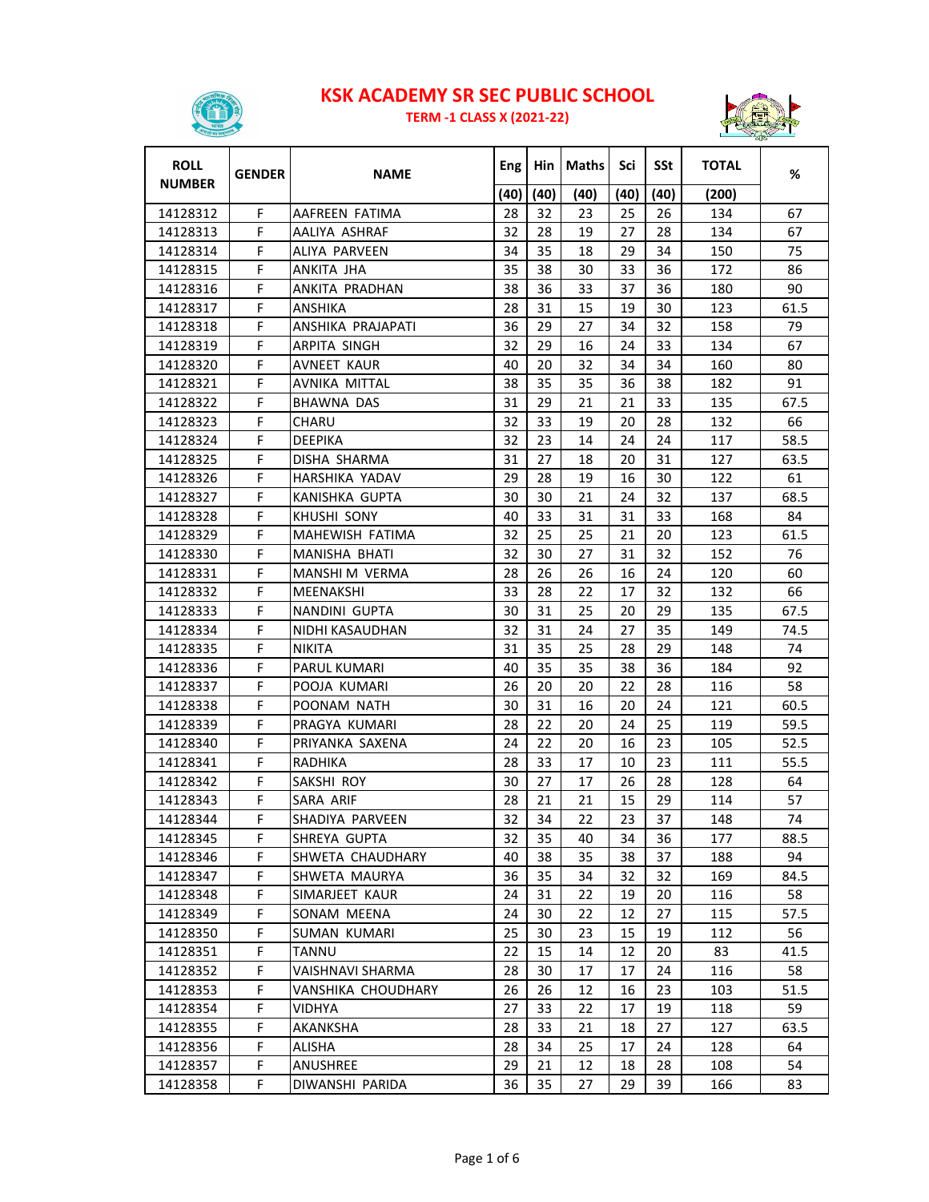# KSK ACADEMY SR SEC PUBLIC SCHOOL

## TERM -1 CLASS X (2021-22)

| ROLL NUMBER | GENDER | NAME | Eng | Hin | Maths | Sci | SSt | TOTAL | % |
|---|---|---|---|---|---|---|---|---|---|
| | | | (40) | (40) | (40) | (40) | (40) | (200) | |
| 14128312 | F | AAFREEN FATIMA | 28 | 32 | 23 | 25 | 26 | 134 | 67 |
| 14128313 | F | AALIYA ASHRAF | 32 | 28 | 19 | 27 | 28 | 134 | 67 |
| 14128314 | F | ALIYA PARVEEN | 34 | 35 | 18 | 29 | 34 | 150 | 75 |
| 14128315 | F | ANKITA JHA | 35 | 38 | 30 | 33 | 36 | 172 | 86 |
| 14128316 | F | ANKITA PRADHAN | 38 | 36 | 33 | 37 | 36 | 180 | 90 |
| 14128317 | F | ANSHIKA | 28 | 31 | 15 | 19 | 30 | 123 | 61.5 |
| 14128318 | F | ANSHIKA PRAJAPATI | 36 | 29 | 27 | 34 | 32 | 158 | 79 |
| 14128319 | F | ARPITA SINGH | 32 | 29 | 16 | 24 | 33 | 134 | 67 |
| 14128320 | F | AVNEET KAUR | 40 | 20 | 32 | 34 | 34 | 160 | 80 |
| 14128321 | F | AVNIKA MITTAL | 38 | 35 | 35 | 36 | 38 | 182 | 91 |
| 14128322 | F | BHAWNA DAS | 31 | 29 | 21 | 21 | 33 | 135 | 67.5 |
| 14128323 | F | CHARU | 32 | 33 | 19 | 20 | 28 | 132 | 66 |
| 14128324 | F | DEEPIKA | 32 | 23 | 14 | 24 | 24 | 117 | 58.5 |
| 14128325 | F | DISHA SHARMA | 31 | 27 | 18 | 20 | 31 | 127 | 63.5 |
| 14128326 | F | HARSHIKA YADAV | 29 | 28 | 19 | 16 | 30 | 122 | 61 |
| 14128327 | F | KANISHKA GUPTA | 30 | 30 | 21 | 24 | 32 | 137 | 68.5 |
| 14128328 | F | KHUSHI SONY | 40 | 33 | 31 | 31 | 33 | 168 | 84 |
| 14128329 | F | MAHEWISH FATIMA | 32 | 25 | 25 | 21 | 20 | 123 | 61.5 |
| 14128330 | F | MANISHA BHATI | 32 | 30 | 27 | 31 | 32 | 152 | 76 |
| 14128331 | F | MANSHI M VERMA | 28 | 26 | 26 | 16 | 24 | 120 | 60 |
| 14128332 | F | MEENAKSHI | 33 | 28 | 22 | 17 | 32 | 132 | 66 |
| 14128333 | F | NANDINI GUPTA | 30 | 31 | 25 | 20 | 29 | 135 | 67.5 |
| 14128334 | F | NIDHI KASAUDHAN | 32 | 31 | 24 | 27 | 35 | 149 | 74.5 |
| 14128335 | F | NIKITA | 31 | 35 | 25 | 28 | 29 | 148 | 74 |
| 14128336 | F | PARUL KUMARI | 40 | 35 | 35 | 38 | 36 | 184 | 92 |
| 14128337 | F | POOJA KUMARI | 26 | 20 | 20 | 22 | 28 | 116 | 58 |
| 14128338 | F | POONAM NATH | 30 | 31 | 16 | 20 | 24 | 121 | 60.5 |
| 14128339 | F | PRAGYA KUMARI | 28 | 22 | 20 | 24 | 25 | 119 | 59.5 |
| 14128340 | F | PRIYANKA SAXENA | 24 | 22 | 20 | 16 | 23 | 105 | 52.5 |
| 14128341 | F | RADHIKA | 28 | 33 | 17 | 10 | 23 | 111 | 55.5 |
| 14128342 | F | SAKSHI ROY | 30 | 27 | 17 | 26 | 28 | 128 | 64 |
| 14128343 | F | SARA ARIF | 28 | 21 | 21 | 15 | 29 | 114 | 57 |
| 14128344 | F | SHADIYA PARVEEN | 32 | 34 | 22 | 23 | 37 | 148 | 74 |
| 14128345 | F | SHREYA GUPTA | 32 | 35 | 40 | 34 | 36 | 177 | 88.5 |
| 14128346 | F | SHWETA CHAUDHARY | 40 | 38 | 35 | 38 | 37 | 188 | 94 |
| 14128347 | F | SHWETA MAURYA | 36 | 35 | 34 | 32 | 32 | 169 | 84.5 |
| 14128348 | F | SIMARJEET KAUR | 24 | 31 | 22 | 19 | 20 | 116 | 58 |
| 14128349 | F | SONAM MEENA | 24 | 30 | 22 | 12 | 27 | 115 | 57.5 |
| 14128350 | F | SUMAN KUMARI | 25 | 30 | 23 | 15 | 19 | 112 | 56 |
| 14128351 | F | TANNU | 22 | 15 | 14 | 12 | 20 | 83 | 41.5 |
| 14128352 | F | VAISHNAVI SHARMA | 28 | 30 | 17 | 17 | 24 | 116 | 58 |
| 14128353 | F | VANSHIKA CHOUDHARY | 26 | 26 | 12 | 16 | 23 | 103 | 51.5 |
| 14128354 | F | VIDHYA | 27 | 33 | 22 | 17 | 19 | 118 | 59 |
| 14128355 | F | AKANKSHA | 28 | 33 | 21 | 18 | 27 | 127 | 63.5 |
| 14128356 | F | ALISHA | 28 | 34 | 25 | 17 | 24 | 128 | 64 |
| 14128357 | F | ANUSHREE | 29 | 21 | 12 | 18 | 28 | 108 | 54 |
| 14128358 | F | DIWANSHI PARIDA | 36 | 35 | 27 | 29 | 39 | 166 | 83 |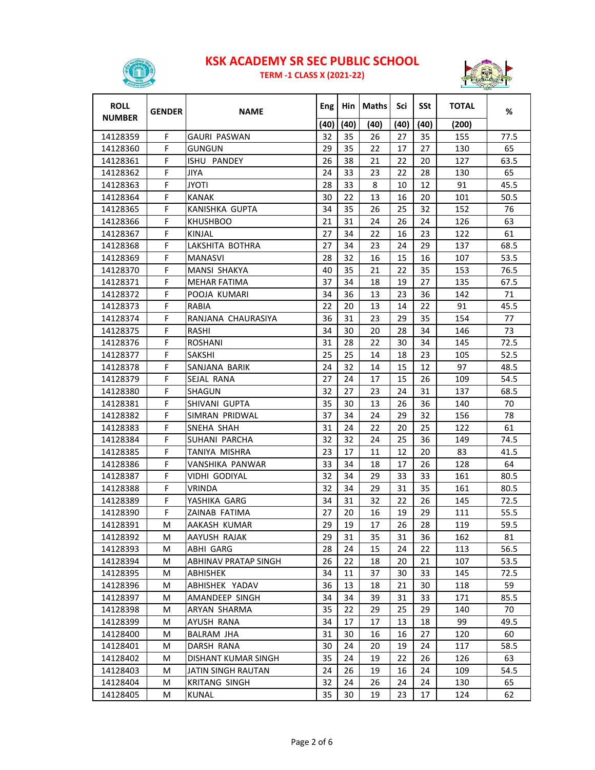# KSK ACADEMY SR SEC PUBLIC SCHOOL

## TERM -1 CLASS X (2021-22)

| ROLL NUMBER | GENDER | NAME | Eng | Hin | Maths | Sci | SSt | TOTAL | % |
|---|---|---|---|---|---|---|---|---|---|
| | | | (40) | (40) | (40) | (40) | (40) | (200) | |
| 14128359 | F | GAURI PASWAN | 32 | 35 | 26 | 27 | 35 | 155 | 77.5 |
| 14128360 | F | GUNGUN | 29 | 35 | 22 | 17 | 27 | 130 | 65 |
| 14128361 | F | ISHU PANDEY | 26 | 38 | 21 | 22 | 20 | 127 | 63.5 |
| 14128362 | F | JIYA | 24 | 33 | 23 | 22 | 28 | 130 | 65 |
| 14128363 | F | JYOTI | 28 | 33 | 8 | 10 | 12 | 91 | 45.5 |
| 14128364 | F | KANAK | 30 | 22 | 13 | 16 | 20 | 101 | 50.5 |
| 14128365 | F | KANISHKA GUPTA | 34 | 35 | 26 | 25 | 32 | 152 | 76 |
| 14128366 | F | KHUSHBOO | 21 | 31 | 24 | 26 | 24 | 126 | 63 |
| 14128367 | F | KINJAL | 27 | 34 | 22 | 16 | 23 | 122 | 61 |
| 14128368 | F | LAKSHITA BOTHRA | 27 | 34 | 23 | 24 | 29 | 137 | 68.5 |
| 14128369 | F | MANASVI | 28 | 32 | 16 | 15 | 16 | 107 | 53.5 |
| 14128370 | F | MANSI SHAKYA | 40 | 35 | 21 | 22 | 35 | 153 | 76.5 |
| 14128371 | F | MEHAR FATIMA | 37 | 34 | 18 | 19 | 27 | 135 | 67.5 |
| 14128372 | F | POOJA KUMARI | 34 | 36 | 13 | 23 | 36 | 142 | 71 |
| 14128373 | F | RABIA | 22 | 20 | 13 | 14 | 22 | 91 | 45.5 |
| 14128374 | F | RANJANA CHAURASIYA | 36 | 31 | 23 | 29 | 35 | 154 | 77 |
| 14128375 | F | RASHI | 34 | 30 | 20 | 28 | 34 | 146 | 73 |
| 14128376 | F | ROSHANI | 31 | 28 | 22 | 30 | 34 | 145 | 72.5 |
| 14128377 | F | SAKSHI | 25 | 25 | 14 | 18 | 23 | 105 | 52.5 |
| 14128378 | F | SANJANA BARIK | 24 | 32 | 14 | 15 | 12 | 97 | 48.5 |
| 14128379 | F | SEJAL RANA | 27 | 24 | 17 | 15 | 26 | 109 | 54.5 |
| 14128380 | F | SHAGUN | 32 | 27 | 23 | 24 | 31 | 137 | 68.5 |
| 14128381 | F | SHIVANI GUPTA | 35 | 30 | 13 | 26 | 36 | 140 | 70 |
| 14128382 | F | SIMRAN PRIDWAL | 37 | 34 | 24 | 29 | 32 | 156 | 78 |
| 14128383 | F | SNEHA SHAH | 31 | 24 | 22 | 20 | 25 | 122 | 61 |
| 14128384 | F | SUHANI PARCHA | 32 | 32 | 24 | 25 | 36 | 149 | 74.5 |
| 14128385 | F | TANIYA MISHRA | 23 | 17 | 11 | 12 | 20 | 83 | 41.5 |
| 14128386 | F | VANSHIKA PANWAR | 33 | 34 | 18 | 17 | 26 | 128 | 64 |
| 14128387 | F | VIDHI GODIYAL | 32 | 34 | 29 | 33 | 33 | 161 | 80.5 |
| 14128388 | F | VRINDA | 32 | 34 | 29 | 31 | 35 | 161 | 80.5 |
| 14128389 | F | YASHIKA GARG | 34 | 31 | 32 | 22 | 26 | 145 | 72.5 |
| 14128390 | F | ZAINAB FATIMA | 27 | 20 | 16 | 19 | 29 | 111 | 55.5 |
| 14128391 | M | AAKASH KUMAR | 29 | 19 | 17 | 26 | 28 | 119 | 59.5 |
| 14128392 | M | AAYUSH RAJAK | 29 | 31 | 35 | 31 | 36 | 162 | 81 |
| 14128393 | M | ABHI GARG | 28 | 24 | 15 | 24 | 22 | 113 | 56.5 |
| 14128394 | M | ABHINAV PRATAP SINGH | 26 | 22 | 18 | 20 | 21 | 107 | 53.5 |
| 14128395 | M | ABHISHEK | 34 | 11 | 37 | 30 | 33 | 145 | 72.5 |
| 14128396 | M | ABHISHEK YADAV | 36 | 13 | 18 | 21 | 30 | 118 | 59 |
| 14128397 | M | AMANDEEP SINGH | 34 | 34 | 39 | 31 | 33 | 171 | 85.5 |
| 14128398 | M | ARYAN SHARMA | 35 | 22 | 29 | 25 | 29 | 140 | 70 |
| 14128399 | M | AYUSH RANA | 34 | 17 | 17 | 13 | 18 | 99 | 49.5 |
| 14128400 | M | BALRAM JHA | 31 | 30 | 16 | 16 | 27 | 120 | 60 |
| 14128401 | M | DARSH RANA | 30 | 24 | 20 | 19 | 24 | 117 | 58.5 |
| 14128402 | M | DISHANT KUMAR SINGH | 35 | 24 | 19 | 22 | 26 | 126 | 63 |
| 14128403 | M | JATIN SINGH RAUTAN | 24 | 26 | 19 | 16 | 24 | 109 | 54.5 |
| 14128404 | M | KRITANG SINGH | 32 | 24 | 26 | 24 | 24 | 130 | 65 |
| 14128405 | M | KUNAL | 35 | 30 | 19 | 23 | 17 | 124 | 62 |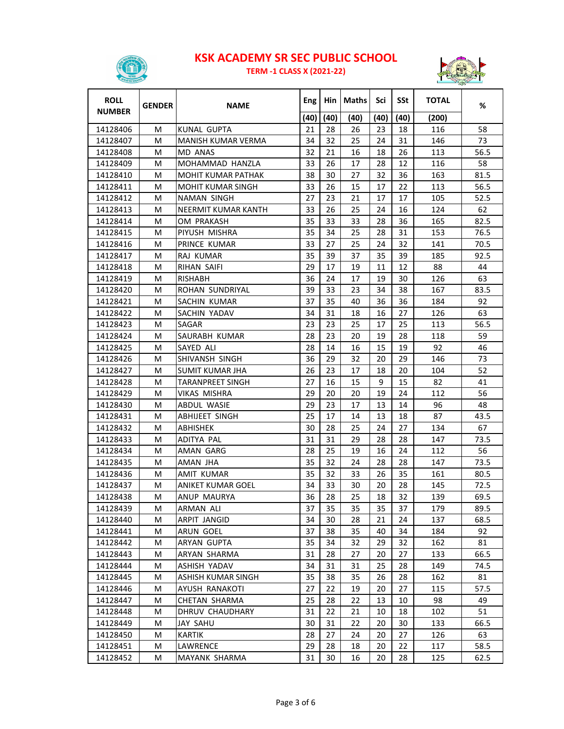# KSK ACADEMY SR SEC PUBLIC SCHOOL

## TERM -1 CLASS X (2021-22)

| ROLL NUMBER | GENDER | NAME | Eng | Hin | Maths | Sci | SSt | TOTAL | % |
|---|---|---|---|---|---|---|---|---|---|
| | | | (40) | (40) | (40) | (40) | (40) | (200) | |
| 14128406 | M | KUNAL GUPTA | 21 | 28 | 26 | 23 | 18 | 116 | 58 |
| 14128407 | M | MANISH KUMAR VERMA | 34 | 32 | 25 | 24 | 31 | 146 | 73 |
| 14128408 | M | MD ANAS | 32 | 21 | 16 | 18 | 26 | 113 | 56.5 |
| 14128409 | M | MOHAMMAD HANZLA | 33 | 26 | 17 | 28 | 12 | 116 | 58 |
| 14128410 | M | MOHIT KUMAR PATHAK | 38 | 30 | 27 | 32 | 36 | 163 | 81.5 |
| 14128411 | M | MOHIT KUMAR SINGH | 33 | 26 | 15 | 17 | 22 | 113 | 56.5 |
| 14128412 | M | NAMAN SINGH | 27 | 23 | 21 | 17 | 17 | 105 | 52.5 |
| 14128413 | M | NEERMIT KUMAR KANTH | 33 | 26 | 25 | 24 | 16 | 124 | 62 |
| 14128414 | M | OM PRAKASH | 35 | 33 | 33 | 28 | 36 | 165 | 82.5 |
| 14128415 | M | PIYUSH MISHRA | 35 | 34 | 25 | 28 | 31 | 153 | 76.5 |
| 14128416 | M | PRINCE KUMAR | 33 | 27 | 25 | 24 | 32 | 141 | 70.5 |
| 14128417 | M | RAJ KUMAR | 35 | 39 | 37 | 35 | 39 | 185 | 92.5 |
| 14128418 | M | RIHAN SAIFI | 29 | 17 | 19 | 11 | 12 | 88 | 44 |
| 14128419 | M | RISHABH | 36 | 24 | 17 | 19 | 30 | 126 | 63 |
| 14128420 | M | ROHAN SUNDRIYAL | 39 | 33 | 23 | 34 | 38 | 167 | 83.5 |
| 14128421 | M | SACHIN KUMAR | 37 | 35 | 40 | 36 | 36 | 184 | 92 |
| 14128422 | M | SACHIN YADAV | 34 | 31 | 18 | 16 | 27 | 126 | 63 |
| 14128423 | M | SAGAR | 23 | 23 | 25 | 17 | 25 | 113 | 56.5 |
| 14128424 | M | SAURABH KUMAR | 28 | 23 | 20 | 19 | 28 | 118 | 59 |
| 14128425 | M | SAYED ALI | 28 | 14 | 16 | 15 | 19 | 92 | 46 |
| 14128426 | M | SHIVANSH SINGH | 36 | 29 | 32 | 20 | 29 | 146 | 73 |
| 14128427 | M | SUMIT KUMAR JHA | 26 | 23 | 17 | 18 | 20 | 104 | 52 |
| 14128428 | M | TARANPREET SINGH | 27 | 16 | 15 | 9 | 15 | 82 | 41 |
| 14128429 | M | VIKAS MISHRA | 29 | 20 | 20 | 19 | 24 | 112 | 56 |
| 14128430 | M | ABDUL WASIE | 29 | 23 | 17 | 13 | 14 | 96 | 48 |
| 14128431 | M | ABHIJEET SINGH | 25 | 17 | 14 | 13 | 18 | 87 | 43.5 |
| 14128432 | M | ABHISHEK | 30 | 28 | 25 | 24 | 27 | 134 | 67 |
| 14128433 | M | ADITYA PAL | 31 | 31 | 29 | 28 | 28 | 147 | 73.5 |
| 14128434 | M | AMAN GARG | 28 | 25 | 19 | 16 | 24 | 112 | 56 |
| 14128435 | M | AMAN JHA | 35 | 32 | 24 | 28 | 28 | 147 | 73.5 |
| 14128436 | M | AMIT KUMAR | 35 | 32 | 33 | 26 | 35 | 161 | 80.5 |
| 14128437 | M | ANIKET KUMAR GOEL | 34 | 33 | 30 | 20 | 28 | 145 | 72.5 |
| 14128438 | M | ANUP MAURYA | 36 | 28 | 25 | 18 | 32 | 139 | 69.5 |
| 14128439 | M | ARMAN ALI | 37 | 35 | 35 | 35 | 37 | 179 | 89.5 |
| 14128440 | M | ARPIT JANGID | 34 | 30 | 28 | 21 | 24 | 137 | 68.5 |
| 14128441 | M | ARUN GOEL | 37 | 38 | 35 | 40 | 34 | 184 | 92 |
| 14128442 | M | ARYAN GUPTA | 35 | 34 | 32 | 29 | 32 | 162 | 81 |
| 14128443 | M | ARYAN SHARMA | 31 | 28 | 27 | 20 | 27 | 133 | 66.5 |
| 14128444 | M | ASHISH YADAV | 34 | 31 | 31 | 25 | 28 | 149 | 74.5 |
| 14128445 | M | ASHISH KUMAR SINGH | 35 | 38 | 35 | 26 | 28 | 162 | 81 |
| 14128446 | M | AYUSH RANAKOTI | 27 | 22 | 19 | 20 | 27 | 115 | 57.5 |
| 14128447 | M | CHETAN SHARMA | 25 | 28 | 22 | 13 | 10 | 98 | 49 |
| 14128448 | M | DHRUV CHAUDHARY | 31 | 22 | 21 | 10 | 18 | 102 | 51 |
| 14128449 | M | JAY SAHU | 30 | 31 | 22 | 20 | 30 | 133 | 66.5 |
| 14128450 | M | KARTIK | 28 | 27 | 24 | 20 | 27 | 126 | 63 |
| 14128451 | M | LAWRENCE | 29 | 28 | 18 | 20 | 22 | 117 | 58.5 |
| 14128452 | M | MAYANK SHARMA | 31 | 30 | 16 | 20 | 28 | 125 | 62.5 |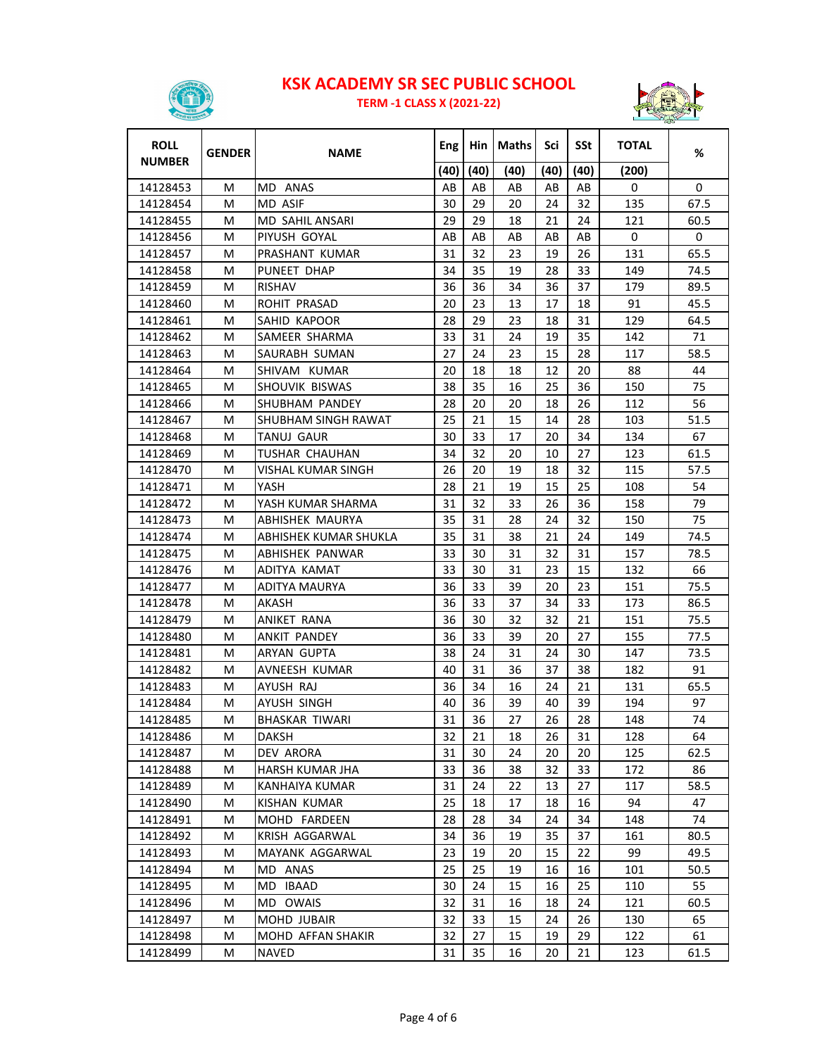# KSK ACADEMY SR SEC PUBLIC SCHOOL

## TERM -1 CLASS X (2021-22)

| ROLL NUMBER | GENDER | NAME | Eng (40) | Hin (40) | Maths (40) | Sci (40) | SSt (40) | TOTAL (200) | % |
|---|---|---|---|---|---|---|---|---|---|
| 14128453 | M | MD ANAS | AB | AB | AB | AB | AB | 0 | 0 |
| 14128454 | M | MD ASIF | 30 | 29 | 20 | 24 | 32 | 135 | 67.5 |
| 14128455 | M | MD SAHIL ANSARI | 29 | 29 | 18 | 21 | 24 | 121 | 60.5 |
| 14128456 | M | PIYUSH GOYAL | AB | AB | AB | AB | AB | 0 | 0 |
| 14128457 | M | PRASHANT KUMAR | 31 | 32 | 23 | 19 | 26 | 131 | 65.5 |
| 14128458 | M | PUNEET DHAP | 34 | 35 | 19 | 28 | 33 | 149 | 74.5 |
| 14128459 | M | RISHAV | 36 | 36 | 34 | 36 | 37 | 179 | 89.5 |
| 14128460 | M | ROHIT PRASAD | 20 | 23 | 13 | 17 | 18 | 91 | 45.5 |
| 14128461 | M | SAHID KAPOOR | 28 | 29 | 23 | 18 | 31 | 129 | 64.5 |
| 14128462 | M | SAMEER SHARMA | 33 | 31 | 24 | 19 | 35 | 142 | 71 |
| 14128463 | M | SAURABH SUMAN | 27 | 24 | 23 | 15 | 28 | 117 | 58.5 |
| 14128464 | M | SHIVAM KUMAR | 20 | 18 | 18 | 12 | 20 | 88 | 44 |
| 14128465 | M | SHOUVIK BISWAS | 38 | 35 | 16 | 25 | 36 | 150 | 75 |
| 14128466 | M | SHUBHAM PANDEY | 28 | 20 | 20 | 18 | 26 | 112 | 56 |
| 14128467 | M | SHUBHAM SINGH RAWAT | 25 | 21 | 15 | 14 | 28 | 103 | 51.5 |
| 14128468 | M | TANUJ GAUR | 30 | 33 | 17 | 20 | 34 | 134 | 67 |
| 14128469 | M | TUSHAR CHAUHAN | 34 | 32 | 20 | 10 | 27 | 123 | 61.5 |
| 14128470 | M | VISHAL KUMAR SINGH | 26 | 20 | 19 | 18 | 32 | 115 | 57.5 |
| 14128471 | M | YASH | 28 | 21 | 19 | 15 | 25 | 108 | 54 |
| 14128472 | M | YASH KUMAR SHARMA | 31 | 32 | 33 | 26 | 36 | 158 | 79 |
| 14128473 | M | ABHISHEK MAURYA | 35 | 31 | 28 | 24 | 32 | 150 | 75 |
| 14128474 | M | ABHISHEK KUMAR SHUKLA | 35 | 31 | 38 | 21 | 24 | 149 | 74.5 |
| 14128475 | M | ABHISHEK PANWAR | 33 | 30 | 31 | 32 | 31 | 157 | 78.5 |
| 14128476 | M | ADITYA KAMAT | 33 | 30 | 31 | 23 | 15 | 132 | 66 |
| 14128477 | M | ADITYA MAURYA | 36 | 33 | 39 | 20 | 23 | 151 | 75.5 |
| 14128478 | M | AKASH | 36 | 33 | 37 | 34 | 33 | 173 | 86.5 |
| 14128479 | M | ANIKET RANA | 36 | 30 | 32 | 32 | 21 | 151 | 75.5 |
| 14128480 | M | ANKIT PANDEY | 36 | 33 | 39 | 20 | 27 | 155 | 77.5 |
| 14128481 | M | ARYAN GUPTA | 38 | 24 | 31 | 24 | 30 | 147 | 73.5 |
| 14128482 | M | AVNEESH KUMAR | 40 | 31 | 36 | 37 | 38 | 182 | 91 |
| 14128483 | M | AYUSH RAJ | 36 | 34 | 16 | 24 | 21 | 131 | 65.5 |
| 14128484 | M | AYUSH SINGH | 40 | 36 | 39 | 40 | 39 | 194 | 97 |
| 14128485 | M | BHASKAR TIWARI | 31 | 36 | 27 | 26 | 28 | 148 | 74 |
| 14128486 | M | DAKSH | 32 | 21 | 18 | 26 | 31 | 128 | 64 |
| 14128487 | M | DEV ARORA | 31 | 30 | 24 | 20 | 20 | 125 | 62.5 |
| 14128488 | M | HARSH KUMAR JHA | 33 | 36 | 38 | 32 | 33 | 172 | 86 |
| 14128489 | M | KANHAIYA KUMAR | 31 | 24 | 22 | 13 | 27 | 117 | 58.5 |
| 14128490 | M | KISHAN KUMAR | 25 | 18 | 17 | 18 | 16 | 94 | 47 |
| 14128491 | M | MOHD FARDEEN | 28 | 28 | 34 | 24 | 34 | 148 | 74 |
| 14128492 | M | KRISH AGGARWAL | 34 | 36 | 19 | 35 | 37 | 161 | 80.5 |
| 14128493 | M | MAYANK AGGARWAL | 23 | 19 | 20 | 15 | 22 | 99 | 49.5 |
| 14128494 | M | MD ANAS | 25 | 25 | 19 | 16 | 16 | 101 | 50.5 |
| 14128495 | M | MD IBAAD | 30 | 24 | 15 | 16 | 25 | 110 | 55 |
| 14128496 | M | MD OWAIS | 32 | 31 | 16 | 18 | 24 | 121 | 60.5 |
| 14128497 | M | MOHD JUBAIR | 32 | 33 | 15 | 24 | 26 | 130 | 65 |
| 14128498 | M | MOHD AFFAN SHAKIR | 32 | 27 | 15 | 19 | 29 | 122 | 61 |
| 14128499 | M | NAVED | 31 | 35 | 16 | 20 | 21 | 123 | 61.5 |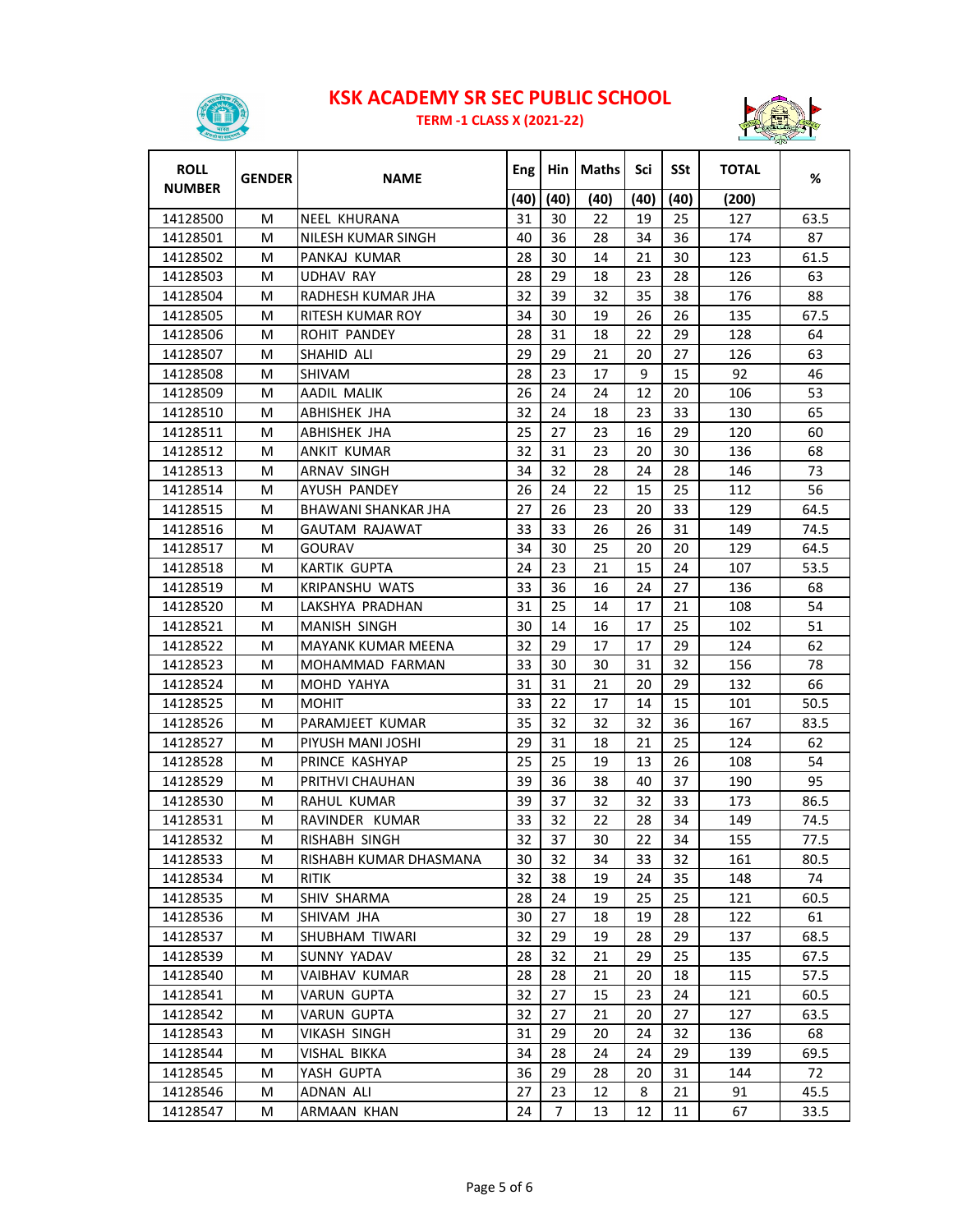# KSK ACADEMY SR SEC PUBLIC SCHOOL

## TERM -1 CLASS X (2021-22)

| ROLL NUMBER | GENDER | NAME | Eng | Hin | Maths | Sci | SSt | TOTAL | % |
|---|---|---|---|---|---|---|---|---|---|
| | | | (40) | (40) | (40) | (40) | (40) | (200) | |
| 14128500 | M | NEEL KHURANA | 31 | 30 | 22 | 19 | 25 | 127 | 63.5 |
| 14128501 | M | NILESH KUMAR SINGH | 40 | 36 | 28 | 34 | 36 | 174 | 87 |
| 14128502 | M | PANKAJ KUMAR | 28 | 30 | 14 | 21 | 30 | 123 | 61.5 |
| 14128503 | M | UDHAV RAY | 28 | 29 | 18 | 23 | 28 | 126 | 63 |
| 14128504 | M | RADHESH KUMAR JHA | 32 | 39 | 32 | 35 | 38 | 176 | 88 |
| 14128505 | M | RITESH KUMAR ROY | 34 | 30 | 19 | 26 | 26 | 135 | 67.5 |
| 14128506 | M | ROHIT PANDEY | 28 | 31 | 18 | 22 | 29 | 128 | 64 |
| 14128507 | M | SHAHID ALI | 29 | 29 | 21 | 20 | 27 | 126 | 63 |
| 14128508 | M | SHIVAM | 28 | 23 | 17 | 9 | 15 | 92 | 46 |
| 14128509 | M | AADIL MALIK | 26 | 24 | 24 | 12 | 20 | 106 | 53 |
| 14128510 | M | ABHISHEK JHA | 32 | 24 | 18 | 23 | 33 | 130 | 65 |
| 14128511 | M | ABHISHEK JHA | 25 | 27 | 23 | 16 | 29 | 120 | 60 |
| 14128512 | M | ANKIT KUMAR | 32 | 31 | 23 | 20 | 30 | 136 | 68 |
| 14128513 | M | ARNAV SINGH | 34 | 32 | 28 | 24 | 28 | 146 | 73 |
| 14128514 | M | AYUSH PANDEY | 26 | 24 | 22 | 15 | 25 | 112 | 56 |
| 14128515 | M | BHAWANI SHANKAR JHA | 27 | 26 | 23 | 20 | 33 | 129 | 64.5 |
| 14128516 | M | GAUTAM RAJAWAT | 33 | 33 | 26 | 26 | 31 | 149 | 74.5 |
| 14128517 | M | GOURAV | 34 | 30 | 25 | 20 | 20 | 129 | 64.5 |
| 14128518 | M | KARTIK GUPTA | 24 | 23 | 21 | 15 | 24 | 107 | 53.5 |
| 14128519 | M | KRIPANSHU WATS | 33 | 36 | 16 | 24 | 27 | 136 | 68 |
| 14128520 | M | LAKSHYA PRADHAN | 31 | 25 | 14 | 17 | 21 | 108 | 54 |
| 14128521 | M | MANISH SINGH | 30 | 14 | 16 | 17 | 25 | 102 | 51 |
| 14128522 | M | MAYANK KUMAR MEENA | 32 | 29 | 17 | 17 | 29 | 124 | 62 |
| 14128523 | M | MOHAMMAD FARMAN | 33 | 30 | 30 | 31 | 32 | 156 | 78 |
| 14128524 | M | MOHD YAHYA | 31 | 31 | 21 | 20 | 29 | 132 | 66 |
| 14128525 | M | MOHIT | 33 | 22 | 17 | 14 | 15 | 101 | 50.5 |
| 14128526 | M | PARAMJEET KUMAR | 35 | 32 | 32 | 32 | 36 | 167 | 83.5 |
| 14128527 | M | PIYUSH MANI JOSHI | 29 | 31 | 18 | 21 | 25 | 124 | 62 |
| 14128528 | M | PRINCE KASHYAP | 25 | 25 | 19 | 13 | 26 | 108 | 54 |
| 14128529 | M | PRITHVI CHAUHAN | 39 | 36 | 38 | 40 | 37 | 190 | 95 |
| 14128530 | M | RAHUL KUMAR | 39 | 37 | 32 | 32 | 33 | 173 | 86.5 |
| 14128531 | M | RAVINDER KUMAR | 33 | 32 | 22 | 28 | 34 | 149 | 74.5 |
| 14128532 | M | RISHABH SINGH | 32 | 37 | 30 | 22 | 34 | 155 | 77.5 |
| 14128533 | M | RISHABH KUMAR DHASMANA | 30 | 32 | 34 | 33 | 32 | 161 | 80.5 |
| 14128534 | M | RITIK | 32 | 38 | 19 | 24 | 35 | 148 | 74 |
| 14128535 | M | SHIV SHARMA | 28 | 24 | 19 | 25 | 25 | 121 | 60.5 |
| 14128536 | M | SHIVAM JHA | 30 | 27 | 18 | 19 | 28 | 122 | 61 |
| 14128537 | M | SHUBHAM TIWARI | 32 | 29 | 19 | 28 | 29 | 137 | 68.5 |
| 14128539 | M | SUNNY YADAV | 28 | 32 | 21 | 29 | 25 | 135 | 67.5 |
| 14128540 | M | VAIBHAV KUMAR | 28 | 28 | 21 | 20 | 18 | 115 | 57.5 |
| 14128541 | M | VARUN GUPTA | 32 | 27 | 15 | 23 | 24 | 121 | 60.5 |
| 14128542 | M | VARUN GUPTA | 32 | 27 | 21 | 20 | 27 | 127 | 63.5 |
| 14128543 | M | VIKASH SINGH | 31 | 29 | 20 | 24 | 32 | 136 | 68 |
| 14128544 | M | VISHAL BIKKA | 34 | 28 | 24 | 24 | 29 | 139 | 69.5 |
| 14128545 | M | YASH GUPTA | 36 | 29 | 28 | 20 | 31 | 144 | 72 |
| 14128546 | M | ADNAN ALI | 27 | 23 | 12 | 8 | 21 | 91 | 45.5 |
| 14128547 | M | ARMAAN KHAN | 24 | 7 | 13 | 12 | 11 | 67 | 33.5 |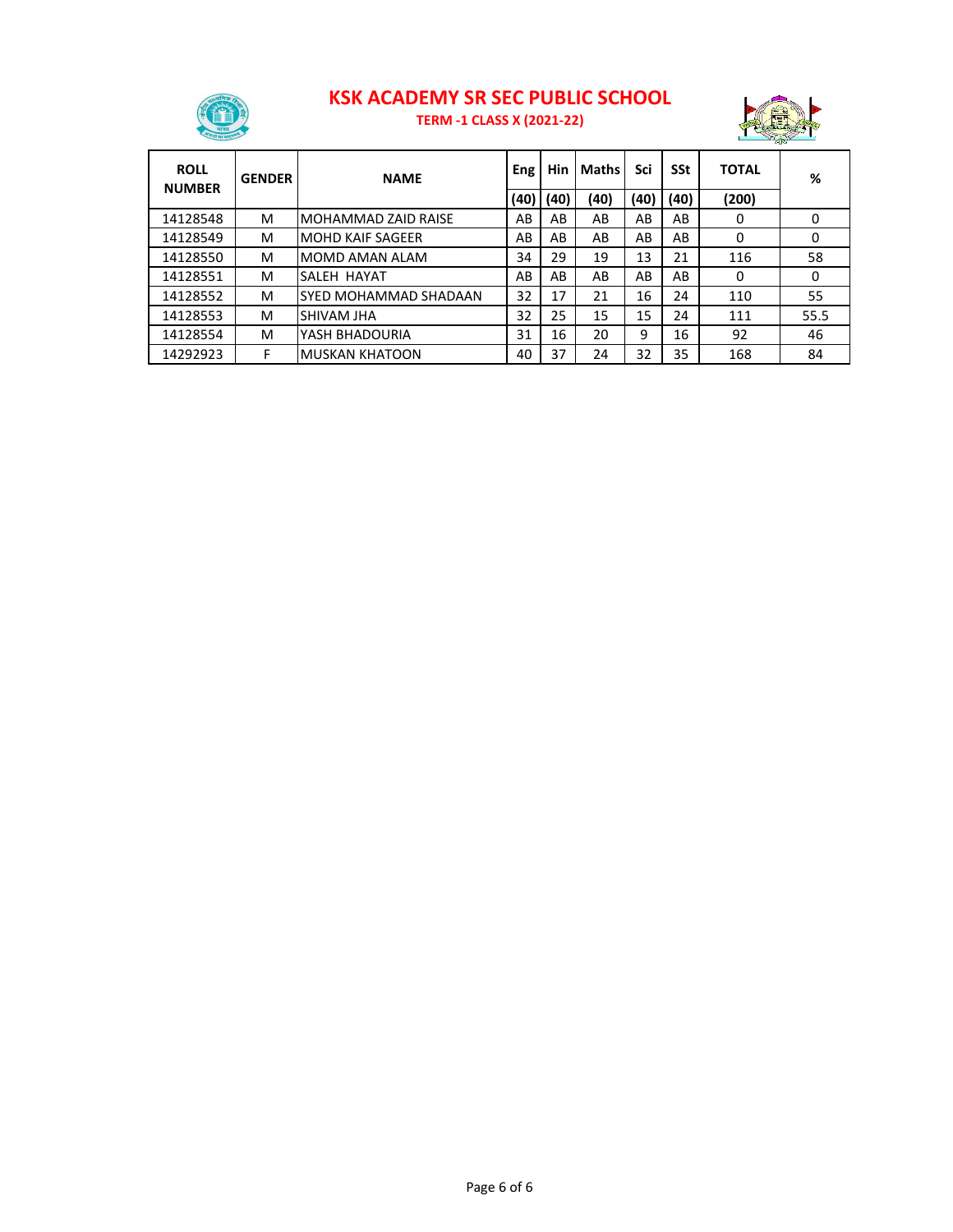# KSK ACADEMY SR SEC PUBLIC SCHOOL

## TERM -1 CLASS X (2021-22)

| ROLL NUMBER | GENDER | NAME | Eng (40) | Hin (40) | Maths (40) | Sci (40) | SSt (40) | TOTAL (200) | % |
|---|---|---|---|---|---|---|---|---|---|
| 14128548 | M | MOHAMMAD ZAID RAISE | AB | AB | AB | AB | AB | 0 | 0 |
| 14128549 | M | MOHD KAIF SAGEER | AB | AB | AB | AB | AB | 0 | 0 |
| 14128550 | M | MOMD AMAN ALAM | 34 | 29 | 19 | 13 | 21 | 116 | 58 |
| 14128551 | M | SALEH HAYAT | AB | AB | AB | AB | AB | 0 | 0 |
| 14128552 | M | SYED MOHAMMAD SHADAAN | 32 | 17 | 21 | 16 | 24 | 110 | 55 |
| 14128553 | M | SHIVAM JHA | 32 | 25 | 15 | 15 | 24 | 111 | 55.5 |
| 14128554 | M | YASH BHADOURIA | 31 | 16 | 20 | 9 | 16 | 92 | 46 |
| 14292923 | F | MUSKAN KHATOON | 40 | 37 | 24 | 32 | 35 | 168 | 84 |